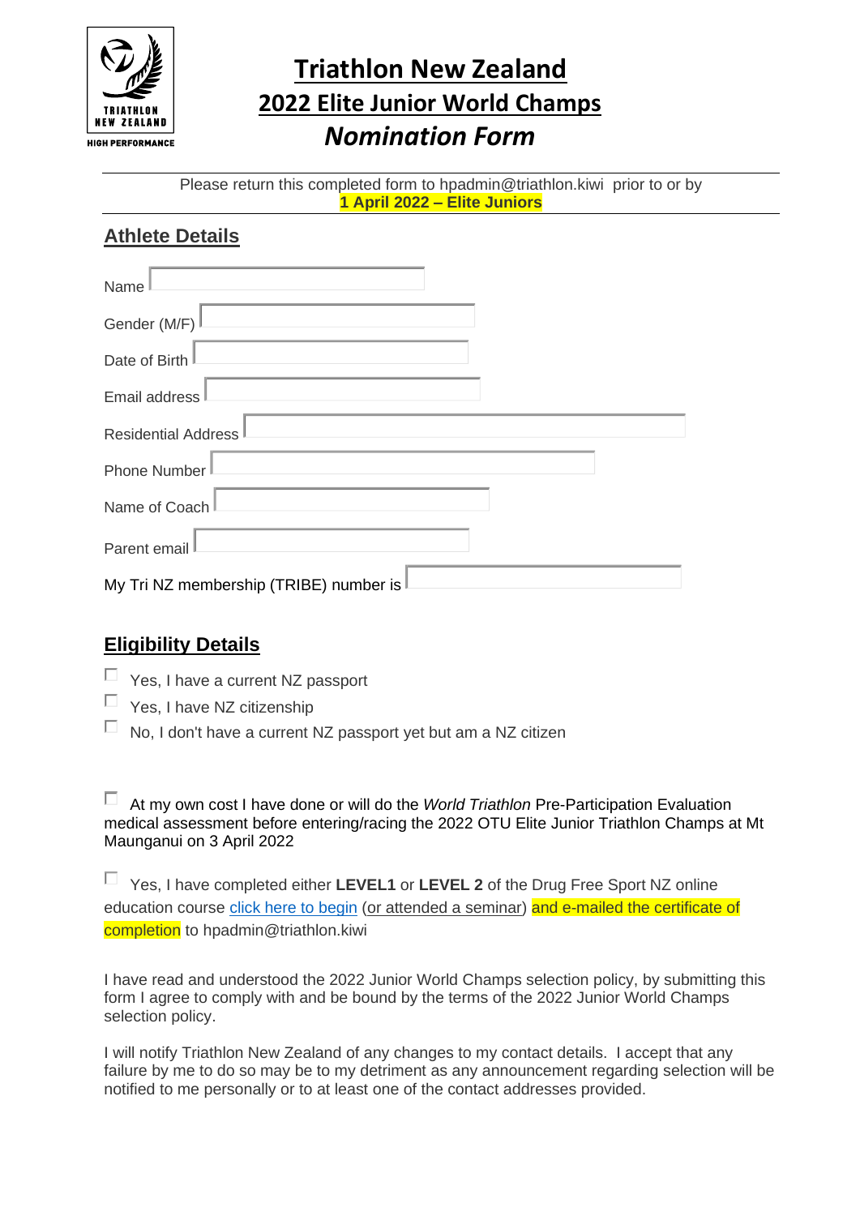# Triathlon New Zealand
# 2022 Elite Junior World Champs
# *Nomination Form*

Please return this completed form to hpadmin@triathlon.kiwi prior to or by **1 April 2022 – Elite Juniors**

## Athlete Details

Name

Gender (M/F)

Date of Birth

Email address

Residential Address

Phone Number

Name of Coach

Parent email

My Tri NZ membership (TRIBE) number is

## Eligibility Details

- ☐ Yes, I have a current NZ passport
- ☐ Yes, I have NZ citizenship
- ☐ No, I don't have a current NZ passport yet but am a NZ citizen

☐ At my own cost I have done or will do the *World Triathlon* Pre-Participation Evaluation medical assessment before entering/racing the 2022 OTU Elite Junior Triathlon Champs at Mt Maunganui on 3 April 2022

☐ Yes, I have completed either **LEVEL1** or **LEVEL 2** of the Drug Free Sport NZ online education course click here to begin (or attended a seminar) and e-mailed the certificate of completion to hpadmin@triathlon.kiwi

I have read and understood the 2022 Junior World Champs selection policy, by submitting this form I agree to comply with and be bound by the terms of the 2022 Junior World Champs selection policy.

I will notify Triathlon New Zealand of any changes to my contact details. I accept that any failure by me to do so may be to my detriment as any announcement regarding selection will be notified to me personally or to at least one of the contact addresses provided.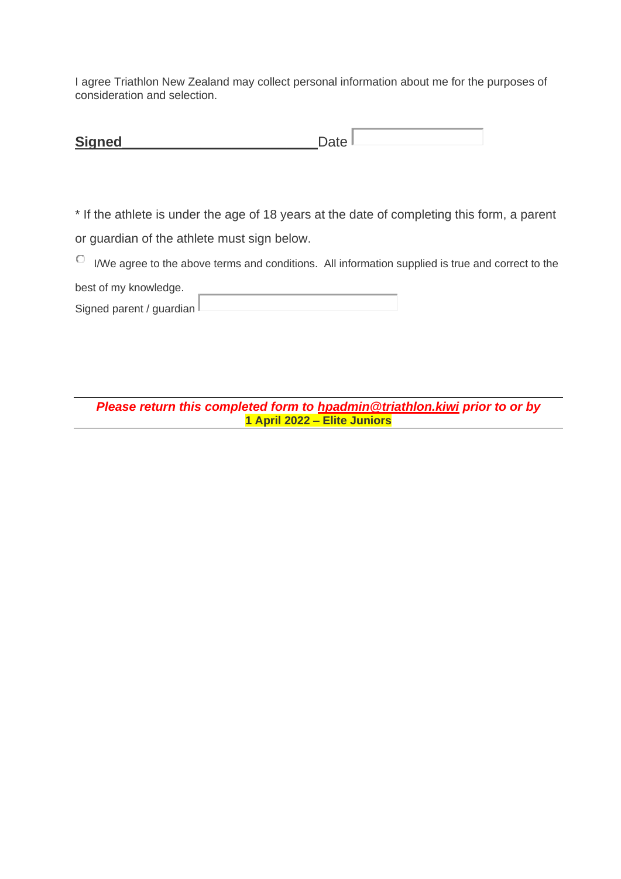I agree Triathlon New Zealand may collect personal information about me for the purposes of consideration and selection.

**Signed**\_\_\_\_\_\_\_\_\_\_\_\_\_\_\_\_\_\_\_\_\_\_\_\_\_\_\_\_ Date

\* If the athlete is under the age of 18 years at the date of completing this form, a parent or guardian of the athlete must sign below.

○ I/We agree to the above terms and conditions. All information supplied is true and correct to the best of my knowledge.

Signed parent / guardian

---

***Please return this completed form to [hpadmin@triathlon.kiwi](mailto:hpadmin@triathlon.kiwi) prior to or by***
**1 April 2022 – Elite Juniors**

---